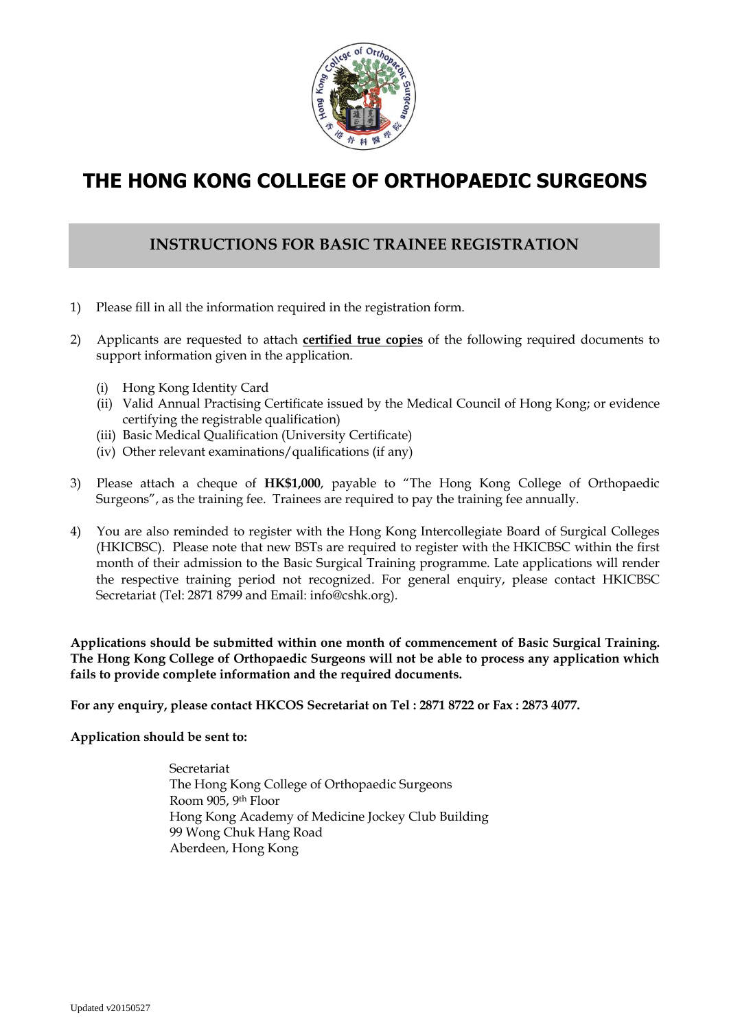# THE HONG KONG COLLEGE OF ORTHOPAEDIC SURGEONS

## INSTRUCTIONS FOR BASIC TRAINEE REGISTRATION

1) Please fill in all the information required in the registration form.

2) Applicants are requested to attach **certified true copies** of the following required documents to support information given in the application.

   (i) Hong Kong Identity Card
   (ii) Valid Annual Practising Certificate issued by the Medical Council of Hong Kong; or evidence certifying the registrable qualification)
   (iii) Basic Medical Qualification (University Certificate)
   (iv) Other relevant examinations/qualifications (if any)

3) Please attach a cheque of **HK$1,000**, payable to "The Hong Kong College of Orthopaedic Surgeons", as the training fee. Trainees are required to pay the training fee annually.

4) You are also reminded to register with the Hong Kong Intercollegiate Board of Surgical Colleges (HKICBSC). Please note that new BSTs are required to register with the HKICBSC within the first month of their admission to the Basic Surgical Training programme. Late applications will render the respective training period not recognized. For general enquiry, please contact HKICBSC Secretariat (Tel: 2871 8799 and Email: info@cshk.org).

**Applications should be submitted within one month of commencement of Basic Surgical Training. The Hong Kong College of Orthopaedic Surgeons will not be able to process any application which fails to provide complete information and the required documents.**

**For any enquiry, please contact HKCOS Secretariat on Tel : 2871 8722 or Fax : 2873 4077.**

**Application should be sent to:**

Secretariat
The Hong Kong College of Orthopaedic Surgeons
Room 905, 9th Floor
Hong Kong Academy of Medicine Jockey Club Building
99 Wong Chuk Hang Road
Aberdeen, Hong Kong

Updated v20150527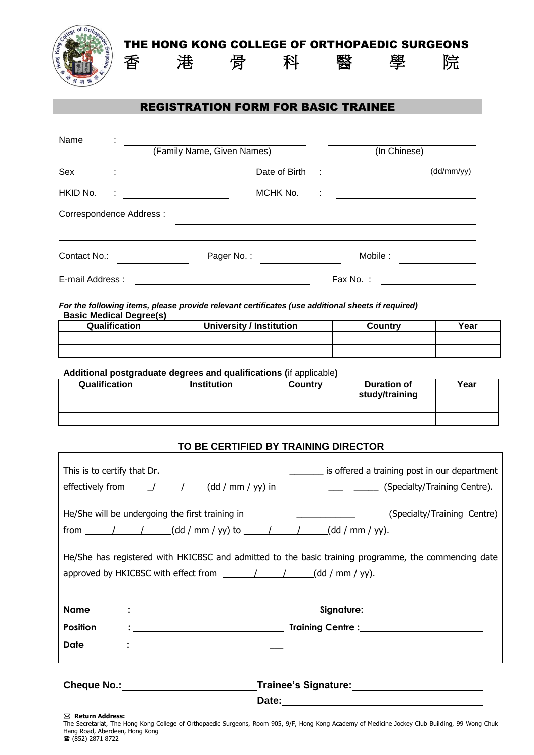# THE HONG KONG COLLEGE OF ORTHOPAEDIC SURGEONS
# 香 港 骨 科 醫 學 院

## REGISTRATION FORM FOR BASIC TRAINEE

Name : ______________________ (Family Name, Given Names) ______________________ (In Chinese)

Sex : ______________________ Date of Birth : ______________________ (dd/mm/yy)

HKID No. : ______________________ MCHK No. : ______________________

Correspondence Address : ______________________________________________

______________________________________________

Contact No.: ______________ Pager No. : ______________ Mobile : ______________

E-mail Address : ______________________________ Fax No. : ______________

***For the following items, please provide relevant certificates (use additional sheets if required)***

**Basic Medical Degree(s)**

| Qualification | University / Institution | Country | Year |
|---|---|---|---|
| | | | |
| | | | |

**Additional postgraduate degrees and qualifications (**if applicable**)**

| Qualification | Institution | Country | Duration of study/training | Year |
|---|---|---|---|---|
| | | | | |
| | | | | |

**TO BE CERTIFIED BY TRAINING DIRECTOR**

This is to certify that Dr. ______________________ is offered a training post in our department effectively from ____/____/____(dd / mm / yy) in ______________________ (Specialty/Training Centre).

He/She will be undergoing the first training in ______________________ (Specialty/Training Centre) from ____/____/____(dd / mm / yy) to ____/____/____(dd / mm / yy).

He/She has registered with HKICBSC and admitted to the basic training programme, the commencing date approved by HKICBSC with effect from ____/____/____(dd / mm / yy).

**Name** : ______________________ **Signature:** ______________________

**Position** : ______________________ **Training Centre :** ______________________

**Date** : ______________________

**Cheque No.:** ______________________ **Trainee's Signature:** ______________________

**Date:** ______________________

✉ **Return Address:**
The Secretariat, The Hong Kong College of Orthopaedic Surgeons, Room 905, 9/F, Hong Kong Academy of Medicine Jockey Club Building, 99 Wong Chuk Hang Road, Aberdeen, Hong Kong
☎ (852) 2871 8722